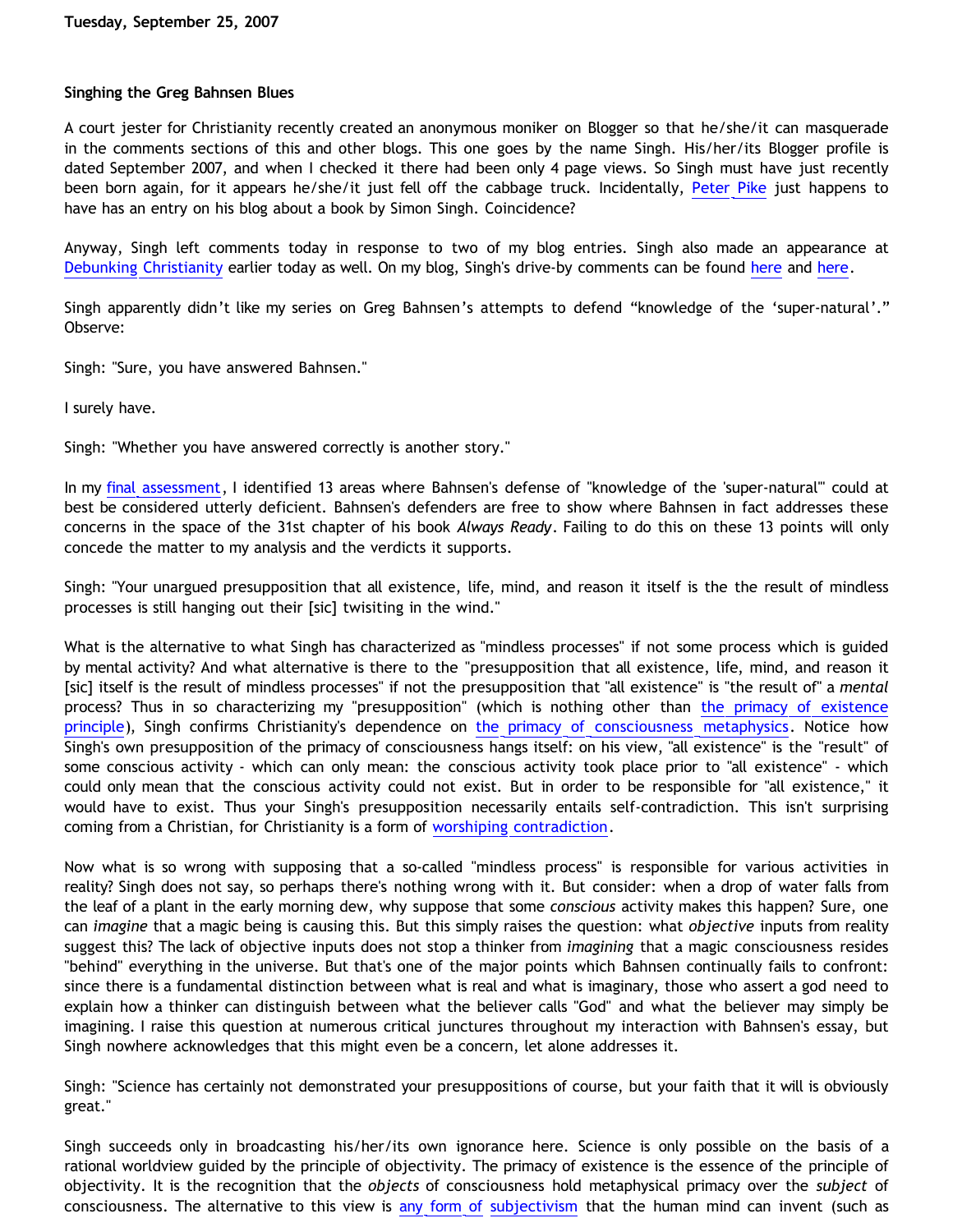Tuesday, September 25, 2007

## Singhing the Greg Bahnsen Blues

A court jester for Christianity recently created an anonymous moniker on Blogger so that he/she/it can masquerade in the comments sections of this and other blogs. This one goes by the name Singh. His/her/its Blogger profile is dated September 2007, and when I checked it there had been only 4 page views. So Singh must have just recently been born again, for it appears he/she/it just fell off the cabbage truck. Incidentally, Peter Pike just happens to have has an entry on his blog about a book by Simon Singh. Coincidence?

Anyway, Singh left comments today in response to two of my blog entries. Singh also made an appearance at Debunking Christianity earlier today as well. On my blog, Singh's drive-by comments can be found here and here.

Singh apparently didn't like my series on Greg Bahnsen's attempts to defend "knowledge of the 'super-natural'." Observe:

Singh: "Sure, you have answered Bahnsen."

I surely have.

Singh: "Whether you have answered correctly is another story."

In my final assessment, I identified 13 areas where Bahnsen's defense of "knowledge of the 'super-natural'" could at best be considered utterly deficient. Bahnsen's defenders are free to show where Bahnsen in fact addresses these concerns in the space of the 31st chapter of his book *Always Ready*. Failing to do this on these 13 points will only concede the matter to my analysis and the verdicts it supports.

Singh: "Your unargued presupposition that all existence, life, mind, and reason it itself is the the result of mindless processes is still hanging out their [sic] twisiting in the wind."

What is the alternative to what Singh has characterized as "mindless processes" if not some process which is guided by mental activity? And what alternative is there to the "presupposition that all existence, life, mind, and reason it [sic] itself is the result of mindless processes" if not the presupposition that "all existence" is "the result of" a *mental* process? Thus in so characterizing my "presupposition" (which is nothing other than the primacy of existence principle), Singh confirms Christianity's dependence on the primacy of consciousness metaphysics. Notice how Singh's own presupposition of the primacy of consciousness hangs itself: on his view, "all existence" is the "result" of some conscious activity - which can only mean: the conscious activity took place prior to "all existence" - which could only mean that the conscious activity could not exist. But in order to be responsible for "all existence," it would have to exist. Thus your Singh's presupposition necessarily entails self-contradiction. This isn't surprising coming from a Christian, for Christianity is a form of worshiping contradiction.

Now what is so wrong with supposing that a so-called "mindless process" is responsible for various activities in reality? Singh does not say, so perhaps there's nothing wrong with it. But consider: when a drop of water falls from the leaf of a plant in the early morning dew, why suppose that some *conscious* activity makes this happen? Sure, one can *imagine* that a magic being is causing this. But this simply raises the question: what *objective* inputs from reality suggest this? The lack of objective inputs does not stop a thinker from *imagining* that a magic consciousness resides "behind" everything in the universe. But that's one of the major points which Bahnsen continually fails to confront: since there is a fundamental distinction between what is real and what is imaginary, those who assert a god need to explain how a thinker can distinguish between what the believer calls "God" and what the believer may simply be imagining. I raise this question at numerous critical junctures throughout my interaction with Bahnsen's essay, but Singh nowhere acknowledges that this might even be a concern, let alone addresses it.

Singh: "Science has certainly not demonstrated your presuppositions of course, but your faith that it will is obviously great."

Singh succeeds only in broadcasting his/her/its own ignorance here. Science is only possible on the basis of a rational worldview guided by the principle of objectivity. The primacy of existence is the essence of the principle of objectivity. It is the recognition that the *objects* of consciousness hold metaphysical primacy over the *subject* of consciousness. The alternative to this view is any form of subjectivism that the human mind can invent (such as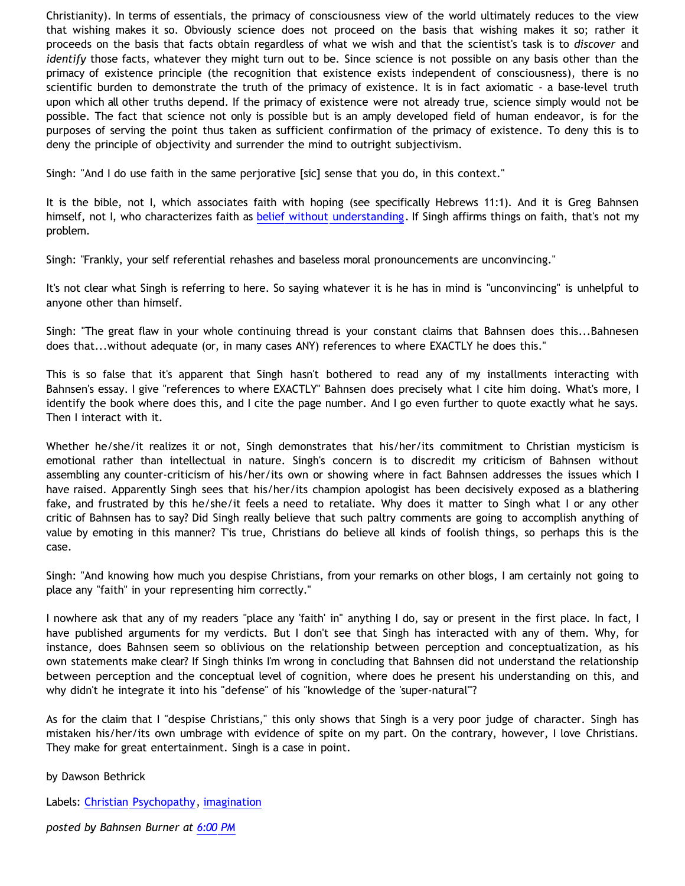Christianity). In terms of essentials, the primacy of consciousness view of the world ultimately reduces to the view that wishing makes it so. Obviously science does not proceed on the basis that wishing makes it so; rather it proceeds on the basis that facts obtain regardless of what we wish and that the scientist's task is to *discover* and *identify* those facts, whatever they might turn out to be. Since science is not possible on any basis other than the primacy of existence principle (the recognition that existence exists independent of consciousness), there is no scientific burden to demonstrate the truth of the primacy of existence. It is in fact axiomatic - a base-level truth upon which all other truths depend. If the primacy of existence were not already true, science simply would not be possible. The fact that science not only is possible but is an amply developed field of human endeavor, is for the purposes of serving the point thus taken as sufficient confirmation of the primacy of existence. To deny this is to deny the principle of objectivity and surrender the mind to outright subjectivism.

Singh: "And I do use faith in the same perjorative [sic] sense that you do, in this context."

It is the bible, not I, which associates faith with hoping (see specifically Hebrews 11:1). And it is Greg Bahnsen himself, not I, who characterizes faith as belief without understanding. If Singh affirms things on faith, that's not my problem.

Singh: "Frankly, your self referential rehashes and baseless moral pronouncements are unconvincing."

It's not clear what Singh is referring to here. So saying whatever it is he has in mind is "unconvincing" is unhelpful to anyone other than himself.

Singh: "The great flaw in your whole continuing thread is your constant claims that Bahnsen does this...Bahnesen does that...without adequate (or, in many cases ANY) references to where EXACTLY he does this."

This is so false that it's apparent that Singh hasn't bothered to read any of my installments interacting with Bahnsen's essay. I give "references to where EXACTLY" Bahnsen does precisely what I cite him doing. What's more, I identify the book where does this, and I cite the page number. And I go even further to quote exactly what he says. Then I interact with it.

Whether he/she/it realizes it or not, Singh demonstrates that his/her/its commitment to Christian mysticism is emotional rather than intellectual in nature. Singh's concern is to discredit my criticism of Bahnsen without assembling any counter-criticism of his/her/its own or showing where in fact Bahnsen addresses the issues which I have raised. Apparently Singh sees that his/her/its champion apologist has been decisively exposed as a blathering fake, and frustrated by this he/she/it feels a need to retaliate. Why does it matter to Singh what I or any other critic of Bahnsen has to say? Did Singh really believe that such paltry comments are going to accomplish anything of value by emoting in this manner? T'is true, Christians do believe all kinds of foolish things, so perhaps this is the case.

Singh: "And knowing how much you despise Christians, from your remarks on other blogs, I am certainly not going to place any "faith" in your representing him correctly."

I nowhere ask that any of my readers "place any 'faith' in" anything I do, say or present in the first place. In fact, I have published arguments for my verdicts. But I don't see that Singh has interacted with any of them. Why, for instance, does Bahnsen seem so oblivious on the relationship between perception and conceptualization, as his own statements make clear? If Singh thinks I'm wrong in concluding that Bahnsen did not understand the relationship between perception and the conceptual level of cognition, where does he present his understanding on this, and why didn't he integrate it into his "defense" of his "knowledge of the 'super-natural'"?

As for the claim that I "despise Christians," this only shows that Singh is a very poor judge of character. Singh has mistaken his/her/its own umbrage with evidence of spite on my part. On the contrary, however, I love Christians. They make for great entertainment. Singh is a case in point.

by Dawson Bethrick

Labels: Christian Psychopathy, imagination

*posted by Bahnsen Burner at 6:00 PM*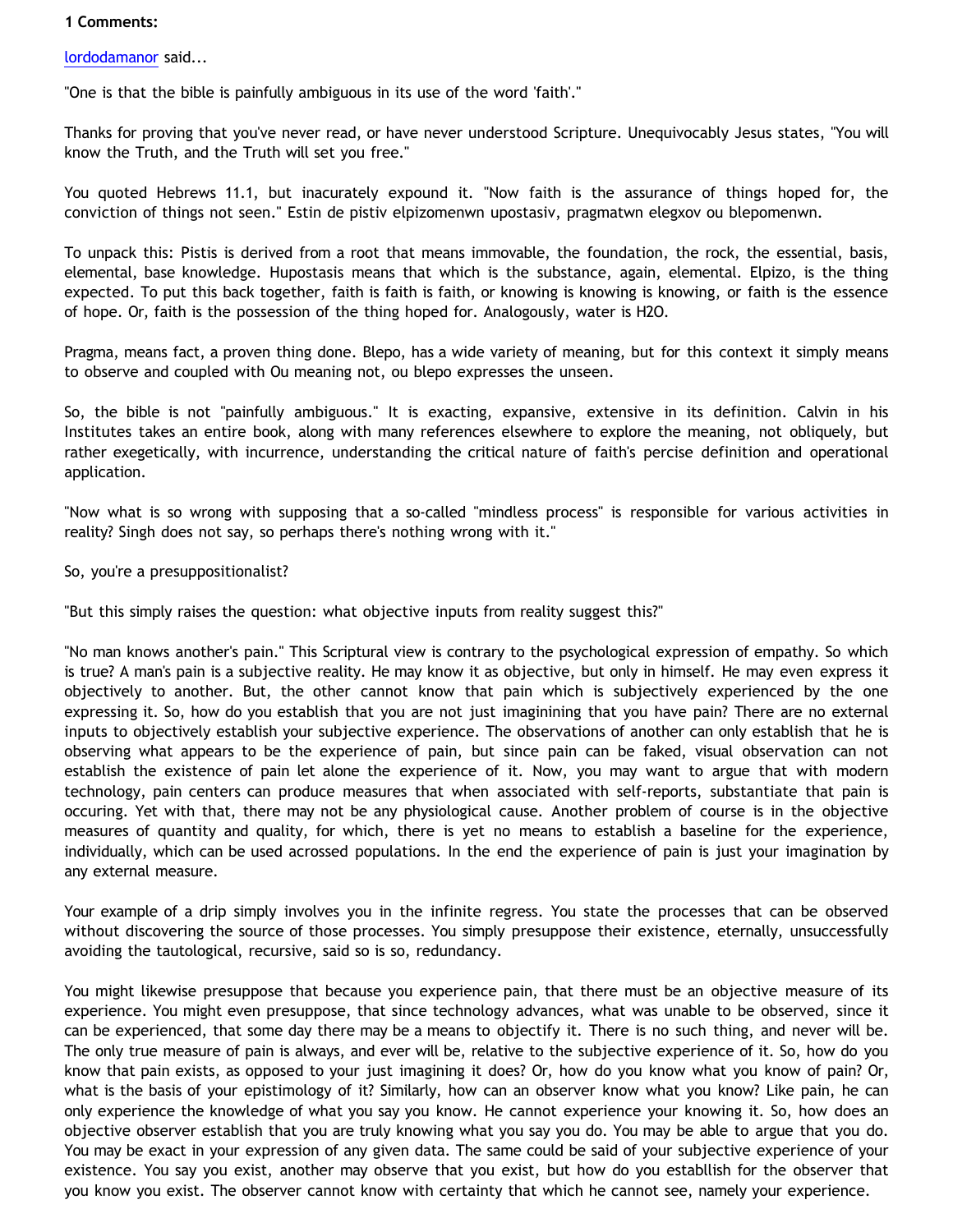**1 Comments:**

lordodamanor said...

"One is that the bible is painfully ambiguous in its use of the word 'faith'."

Thanks for proving that you've never read, or have never understood Scripture. Unequivocably Jesus states, "You will know the Truth, and the Truth will set you free."

You quoted Hebrews 11.1, but inacurately expound it. "Now faith is the assurance of things hoped for, the conviction of things not seen." Estin de pistiv elpizomenwn upostasiv, pragmatwn elegxov ou blepomenwn.

To unpack this: Pistis is derived from a root that means immovable, the foundation, the rock, the essential, basis, elemental, base knowledge. Hupostasis means that which is the substance, again, elemental. Elpizo, is the thing expected. To put this back together, faith is faith is faith, or knowing is knowing is knowing, or faith is the essence of hope. Or, faith is the possession of the thing hoped for. Analogously, water is H2O.

Pragma, means fact, a proven thing done. Blepo, has a wide variety of meaning, but for this context it simply means to observe and coupled with Ou meaning not, ou blepo expresses the unseen.

So, the bible is not "painfully ambiguous." It is exacting, expansive, extensive in its definition. Calvin in his Institutes takes an entire book, along with many references elsewhere to explore the meaning, not obliquely, but rather exegetically, with incurrence, understanding the critical nature of faith's percise definition and operational application.

"Now what is so wrong with supposing that a so-called "mindless process" is responsible for various activities in reality? Singh does not say, so perhaps there's nothing wrong with it."

So, you're a presuppositionalist?

"But this simply raises the question: what objective inputs from reality suggest this?"

"No man knows another's pain." This Scriptural view is contrary to the psychological expression of empathy. So which is true? A man's pain is a subjective reality. He may know it as objective, but only in himself. He may even express it objectively to another. But, the other cannot know that pain which is subjectively experienced by the one expressing it. So, how do you establish that you are not just imaginining that you have pain? There are no external inputs to objectively establish your subjective experience. The observations of another can only establish that he is observing what appears to be the experience of pain, but since pain can be faked, visual observation can not establish the existence of pain let alone the experience of it. Now, you may want to argue that with modern technology, pain centers can produce measures that when associated with self-reports, substantiate that pain is occuring. Yet with that, there may not be any physiological cause. Another problem of course is in the objective measures of quantity and quality, for which, there is yet no means to establish a baseline for the experience, individually, which can be used acrossed populations. In the end the experience of pain is just your imagination by any external measure.

Your example of a drip simply involves you in the infinite regress. You state the processes that can be observed without discovering the source of those processes. You simply presuppose their existence, eternally, unsuccessfully avoiding the tautological, recursive, said so is so, redundancy.

You might likewise presuppose that because you experience pain, that there must be an objective measure of its experience. You might even presuppose, that since technology advances, what was unable to be observed, since it can be experienced, that some day there may be a means to objectify it. There is no such thing, and never will be. The only true measure of pain is always, and ever will be, relative to the subjective experience of it. So, how do you know that pain exists, as opposed to your just imagining it does? Or, how do you know what you know of pain? Or, what is the basis of your epistimology of it? Similarly, how can an observer know what you know? Like pain, he can only experience the knowledge of what you say you know. He cannot experience your knowing it. So, how does an objective observer establish that you are truly knowing what you say you do. You may be able to argue that you do. You may be exact in your expression of any given data. The same could be said of your subjective experience of your existence. You say you exist, another may observe that you exist, but how do you establlish for the observer that you know you exist. The observer cannot know with certainty that which he cannot see, namely your experience.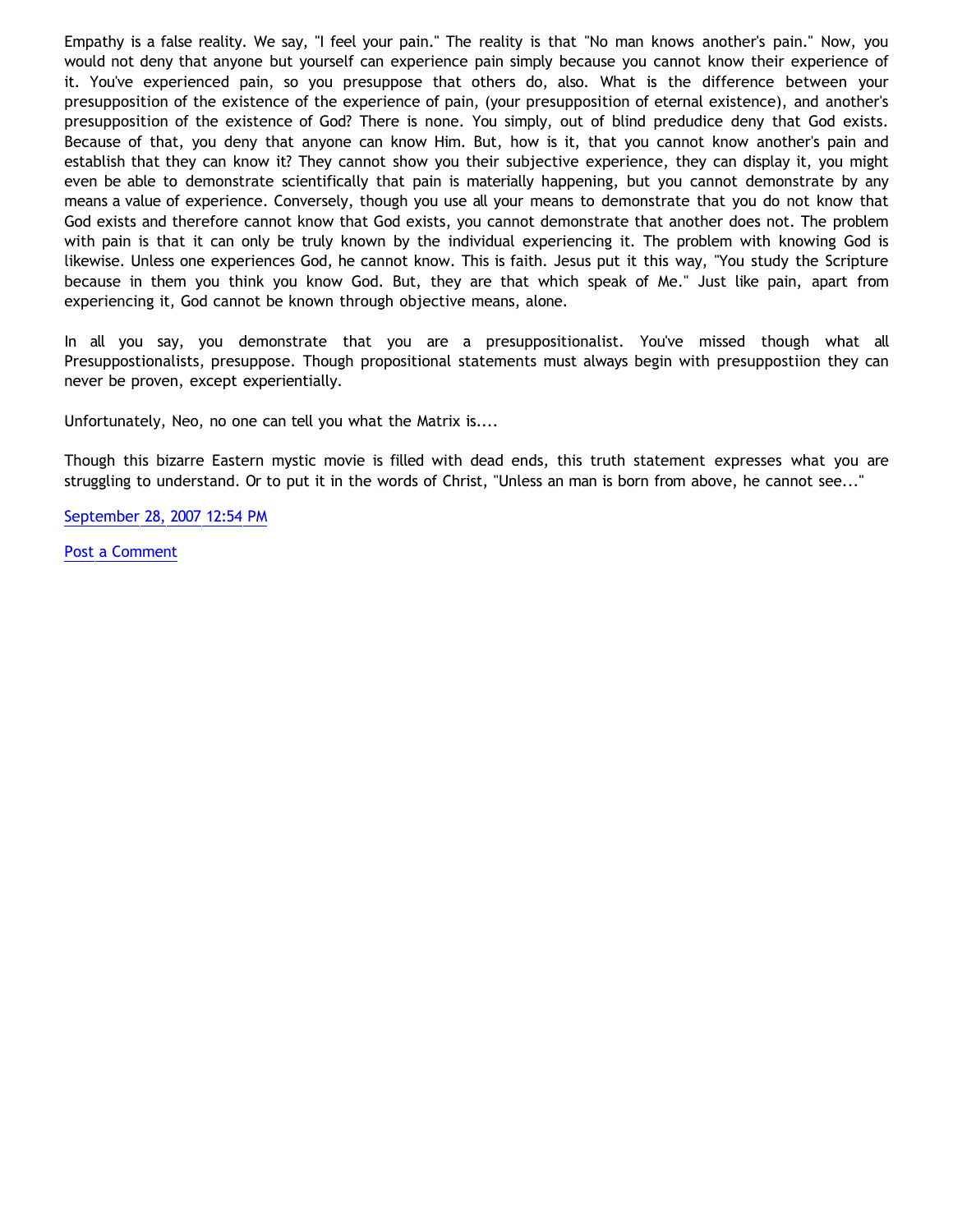Empathy is a false reality. We say, "I feel your pain." The reality is that "No man knows another's pain." Now, you would not deny that anyone but yourself can experience pain simply because you cannot know their experience of it. You've experienced pain, so you presuppose that others do, also. What is the difference between your presupposition of the existence of the experience of pain, (your presupposition of eternal existence), and another's presupposition of the existence of God? There is none. You simply, out of blind predudice deny that God exists. Because of that, you deny that anyone can know Him. But, how is it, that you cannot know another's pain and establish that they can know it? They cannot show you their subjective experience, they can display it, you might even be able to demonstrate scientifically that pain is materially happening, but you cannot demonstrate by any means a value of experience. Conversely, though you use all your means to demonstrate that you do not know that God exists and therefore cannot know that God exists, you cannot demonstrate that another does not. The problem with pain is that it can only be truly known by the individual experiencing it. The problem with knowing God is likewise. Unless one experiences God, he cannot know. This is faith. Jesus put it this way, "You study the Scripture because in them you think you know God. But, they are that which speak of Me." Just like pain, apart from experiencing it, God cannot be known through objective means, alone.

In all you say, you demonstrate that you are a presuppositionalist. You've missed though what all Presuppostionalists, presuppose. Though propositional statements must always begin with presuppostiion they can never be proven, except experientially.

Unfortunately, Neo, no one can tell you what the Matrix is....

Though this bizarre Eastern mystic movie is filled with dead ends, this truth statement expresses what you are struggling to understand. Or to put it in the words of Christ, "Unless an man is born from above, he cannot see..."

September 28, 2007 12:54 PM

Post a Comment